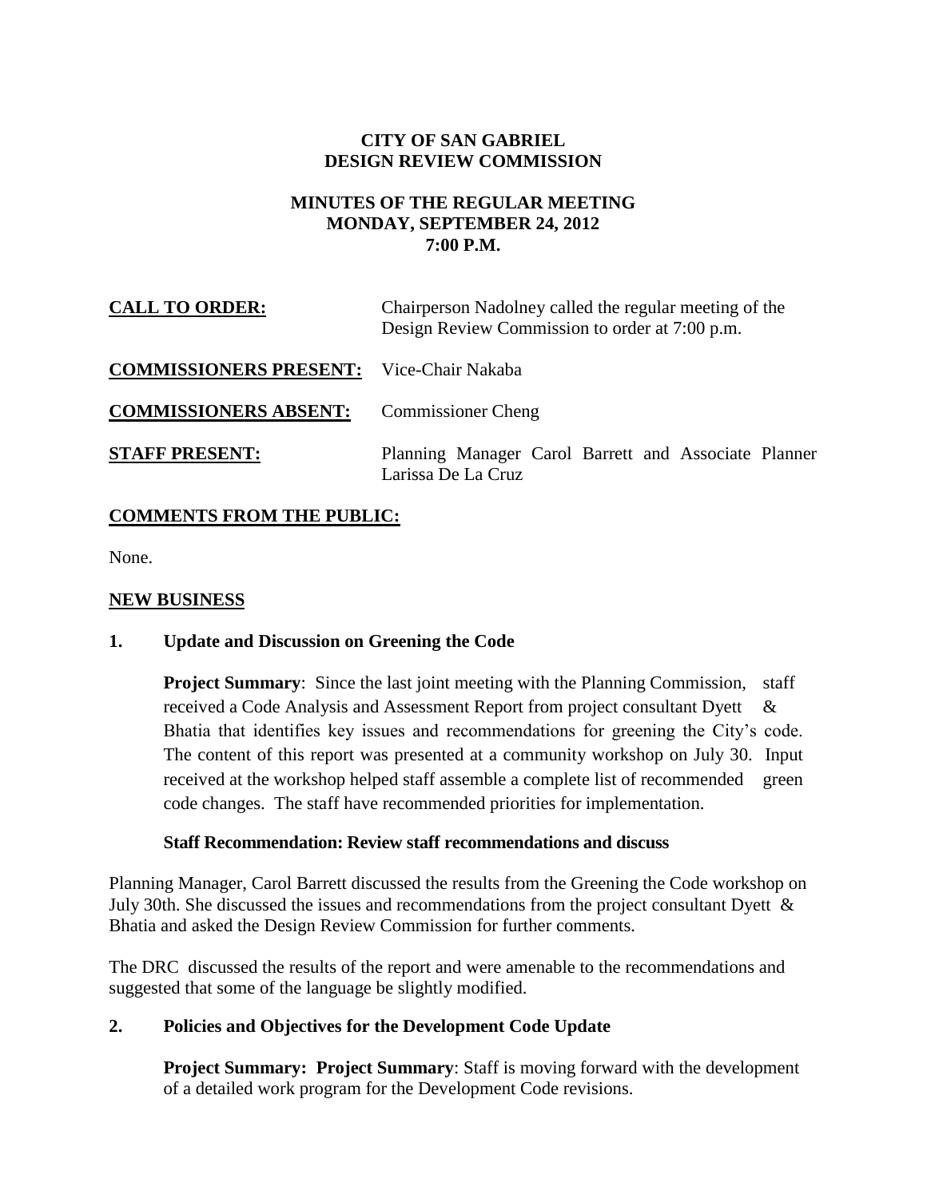**CITY OF SAN GABRIEL**
**DESIGN REVIEW COMMISSION**

**MINUTES OF THE REGULAR MEETING**
**MONDAY, SEPTEMBER 24, 2012**
**7:00 P.M.**

**CALL TO ORDER:** Chairperson Nadolney called the regular meeting of the Design Review Commission to order at 7:00 p.m.

**COMMISSIONERS PRESENT:** Vice-Chair Nakaba

**COMMISSIONERS ABSENT:** Commissioner Cheng

**STAFF PRESENT:** Planning Manager Carol Barrett and Associate Planner Larissa De La Cruz

**COMMENTS FROM THE PUBLIC:**

None.

**NEW BUSINESS**

**1. Update and Discussion on Greening the Code**

> **Project Summary**: Since the last joint meeting with the Planning Commission, staff received a Code Analysis and Assessment Report from project consultant Dyett & Bhatia that identifies key issues and recommendations for greening the City's code. The content of this report was presented at a community workshop on July 30. Input received at the workshop helped staff assemble a complete list of recommended green code changes. The staff have recommended priorities for implementation.
>
> **Staff Recommendation: Review staff recommendations and discuss**

Planning Manager, Carol Barrett discussed the results from the Greening the Code workshop on July 30th. She discussed the issues and recommendations from the project consultant Dyett & Bhatia and asked the Design Review Commission for further comments.

The DRC discussed the results of the report and were amenable to the recommendations and suggested that some of the language be slightly modified.

**2. Policies and Objectives for the Development Code Update**

> **Project Summary: Project Summary**: Staff is moving forward with the development of a detailed work program for the Development Code revisions.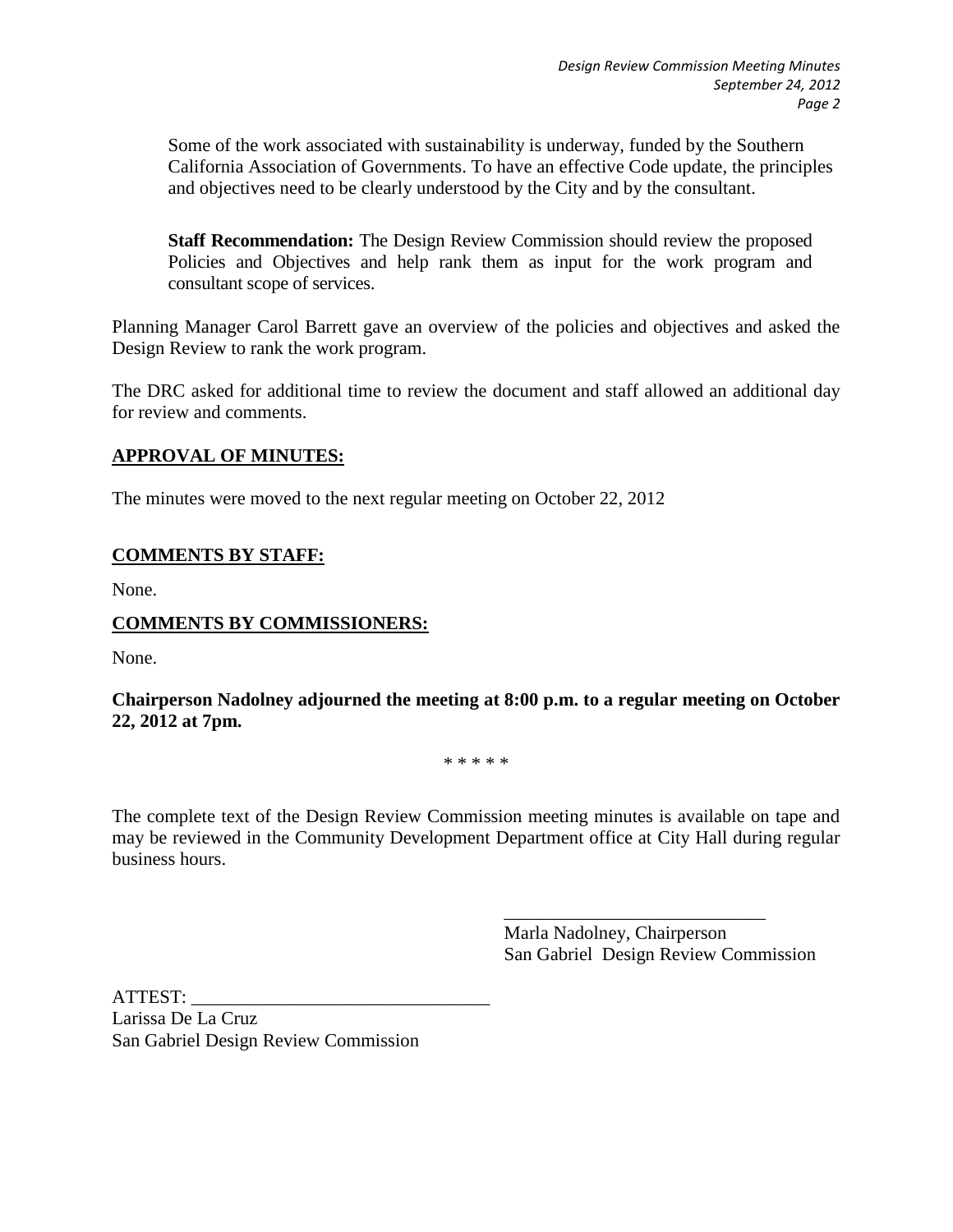Some of the work associated with sustainability is underway, funded by the Southern California Association of Governments. To have an effective Code update, the principles and objectives need to be clearly understood by the City and by the consultant.

**Staff Recommendation:** The Design Review Commission should review the proposed Policies and Objectives and help rank them as input for the work program and consultant scope of services.

Planning Manager Carol Barrett gave an overview of the policies and objectives and asked the Design Review to rank the work program.

The DRC asked for additional time to review the document and staff allowed an additional day for review and comments.

## APPROVAL OF MINUTES:

The minutes were moved to the next regular meeting on October 22, 2012

## COMMENTS BY STAFF:

None.

## COMMENTS BY COMMISSIONERS:

None.

**Chairperson Nadolney adjourned the meeting at 8:00 p.m. to a regular meeting on October 22, 2012 at 7pm.**

* * * * *

The complete text of the Design Review Commission meeting minutes is available on tape and may be reviewed in the Community Development Department office at City Hall during regular business hours.

\_\_\_\_\_\_\_\_\_\_\_\_\_\_\_\_\_\_\_\_\_\_\_\_\_\_\_\_
Marla Nadolney, Chairperson
San Gabriel Design Review Commission

ATTEST: \_\_\_\_\_\_\_\_\_\_\_\_\_\_\_\_\_\_\_\_\_\_\_\_\_\_\_\_\_\_\_\_
Larissa De La Cruz
San Gabriel Design Review Commission